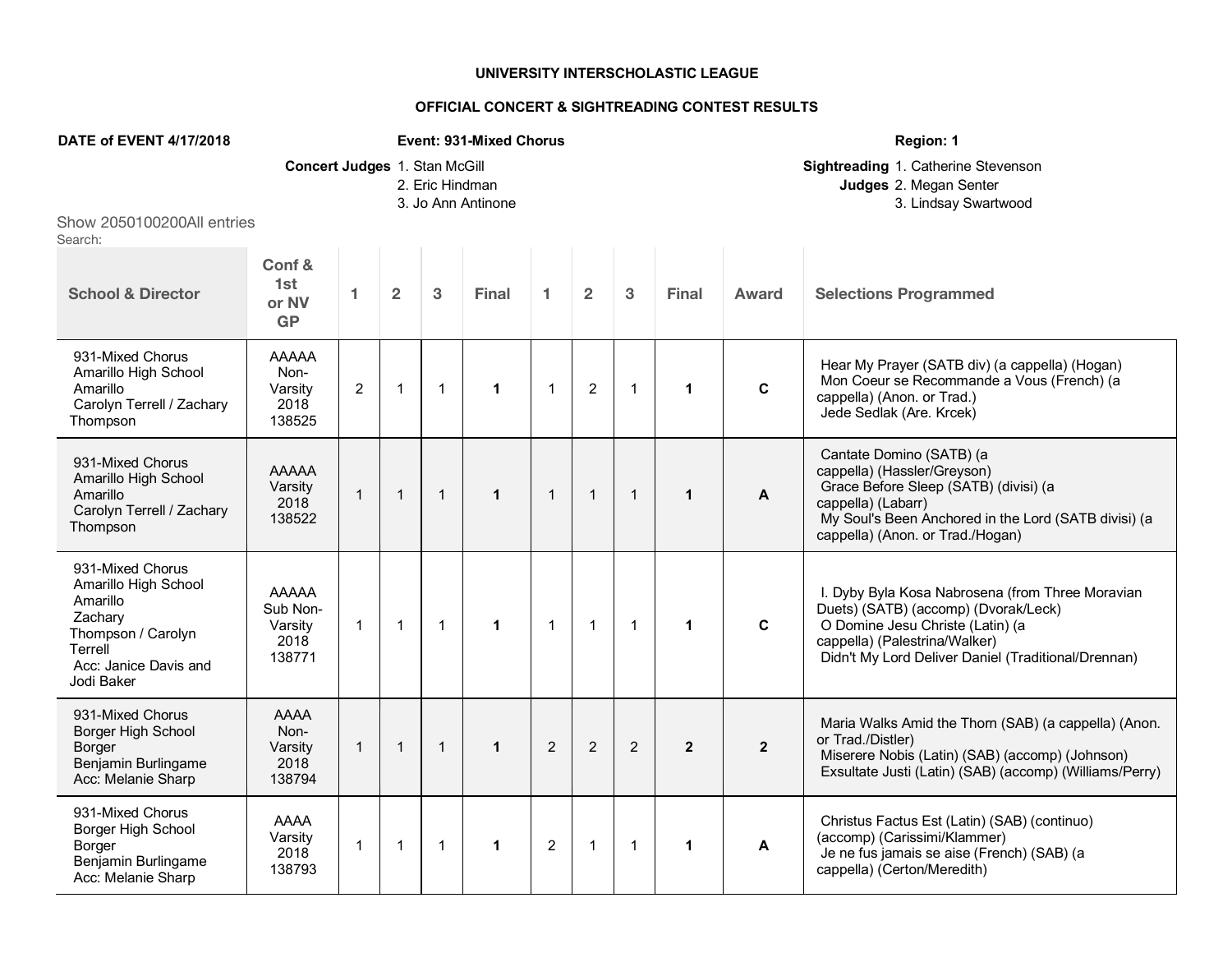**UNIVERSITY INTERSCHOLASTIC LEAGUE**

**OFFICIAL CONCERT & SIGHTREADING CONTEST RESULTS**

**DATE of EVENT 4/17/2018** **Event: 931-Mixed Chorus** **Region: 1**

**Concert Judges** 1. Stan McGill
2. Eric Hindman
3. Jo Ann Antinone

**Sightreading Judges** 1. Catherine Stevenson
2. Megan Senter
3. Lindsay Swartwood

Show 2050100200All entries
Search:

| School & Director | Conf & 1st or NV GP | 1 | 2 | 3 | Final | 1 | 2 | 3 | Final | Award | Selections Programmed |
|---|---|---|---|---|---|---|---|---|---|---|---|
| 931-Mixed Chorus Amarillo High School Amarillo Carolyn Terrell / Zachary Thompson | AAAAA Non-Varsity 2018 138525 | 2 | 1 | 1 | **1** | 1 | 2 | 1 | **1** | **C** | Hear My Prayer (SATB div) (a cappella) (Hogan) Mon Coeur se Recommande a Vous (French) (a cappella) (Anon. or Trad.) Jede Sedlak (Are. Krcek) |
| 931-Mixed Chorus Amarillo High School Amarillo Carolyn Terrell / Zachary Thompson | AAAAA Varsity 2018 138522 | 1 | 1 | 1 | **1** | 1 | 1 | 1 | **1** | **A** | Cantate Domino (SATB) (a cappella) (Hassler/Greyson) Grace Before Sleep (SATB) (divisi) (a cappella) (Labarr) My Soul's Been Anchored in the Lord (SATB divisi) (a cappella) (Anon. or Trad./Hogan) |
| 931-Mixed Chorus Amarillo High School Amarillo Zachary Thompson / Carolyn Terrell Acc: Janice Davis and Jodi Baker | AAAAA Sub Non-Varsity 2018 138771 | 1 | 1 | 1 | **1** | 1 | 1 | 1 | **1** | **C** | I. Dyby Byla Kosa Nabrosena (from Three Moravian Duets) (SATB) (accomp) (Dvorak/Leck) O Domine Jesu Christe (Latin) (a cappella) (Palestrina/Walker) Didn't My Lord Deliver Daniel (Traditional/Drennan) |
| 931-Mixed Chorus Borger High School Borger Benjamin Burlingame Acc: Melanie Sharp | AAAA Non-Varsity 2018 138794 | 1 | 1 | 1 | **1** | 2 | 2 | 2 | **2** | **2** | Maria Walks Amid the Thorn (SAB) (a cappella) (Anon. or Trad./Distler) Miserere Nobis (Latin) (SAB) (accomp) (Johnson) Exsultate Justi (Latin) (SAB) (accomp) (Williams/Perry) |
| 931-Mixed Chorus Borger High School Borger Benjamin Burlingame Acc: Melanie Sharp | AAAA Varsity 2018 138793 | 1 | 1 | 1 | **1** | 2 | 1 | 1 | **1** | **A** | Christus Factus Est (Latin) (SAB) (continuo) (accomp) (Carissimi/Klammer) Je ne fus jamais se aise (French) (SAB) (a cappella) (Certon/Meredith) |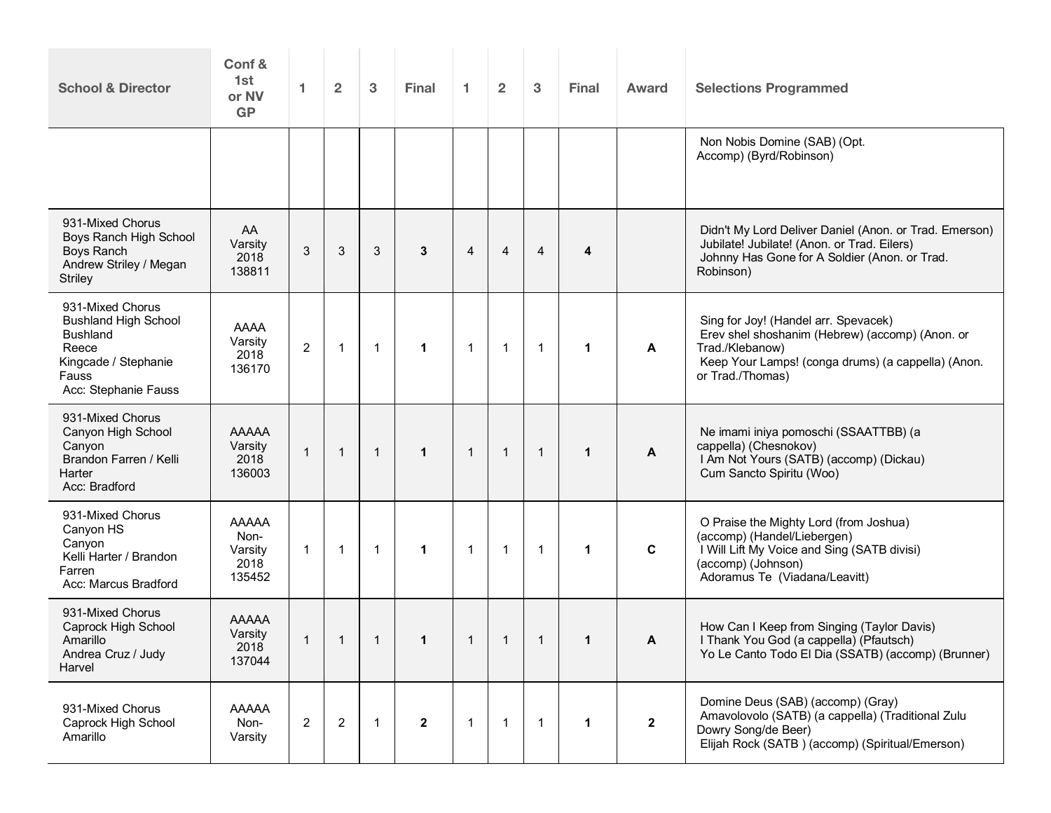| School & Director | Conf & 1st or NV GP | 1 | 2 | 3 | Final | 1 | 2 | 3 | Final | Award | Selections Programmed |
|---|---|---|---|---|---|---|---|---|---|---|---|
| | | | | | | | | | | | Non Nobis Domine (SAB) (Opt. Accomp) (Byrd/Robinson) |
| 931-Mixed Chorus Boys Ranch High School Boys Ranch Andrew Striley / Megan Striley | AA Varsity 2018 138811 | 3 | 3 | 3 | **3** | 4 | 4 | 4 | **4** | | Didn't My Lord Deliver Daniel (Anon. or Trad. Emerson) Jubilate! Jubilate! (Anon. or Trad. Eilers) Johnny Has Gone for A Soldier (Anon. or Trad. Robinson) |
| 931-Mixed Chorus Bushland High School Bushland Reece Kingcade / Stephanie Fauss Acc: Stephanie Fauss | AAAA Varsity 2018 136170 | 2 | 1 | 1 | **1** | 1 | 1 | 1 | **1** | **A** | Sing for Joy! (Handel arr. Spevacek) Erev shel shoshanim (Hebrew) (accomp) (Anon. or Trad./Klebanow) Keep Your Lamps! (conga drums) (a cappella) (Anon. or Trad./Thomas) |
| 931-Mixed Chorus Canyon High School Canyon Brandon Farren / Kelli Harter Acc: Bradford | AAAAA Varsity 2018 136003 | 1 | 1 | 1 | **1** | 1 | 1 | 1 | **1** | **A** | Ne imami iniya pomoschi (SSAATTBB) (a cappella) (Chesnokov) I Am Not Yours (SATB) (accomp) (Dickau) Cum Sancto Spiritu (Woo) |
| 931-Mixed Chorus Canyon HS Canyon Kelli Harter / Brandon Farren Acc: Marcus Bradford | AAAAA Non-Varsity 2018 135452 | 1 | 1 | 1 | **1** | 1 | 1 | 1 | **1** | **C** | O Praise the Mighty Lord (from Joshua) (accomp) (Handel/Liebergen) I Will Lift My Voice and Sing (SATB divisi) (accomp) (Johnson) Adoramus Te (Viadana/Leavitt) |
| 931-Mixed Chorus Caprock High School Amarillo Andrea Cruz / Judy Harvel | AAAAA Varsity 2018 137044 | 1 | 1 | 1 | **1** | 1 | 1 | 1 | **1** | **A** | How Can I Keep from Singing (Taylor Davis) I Thank You God (a cappella) (Pfautsch) Yo Le Canto Todo El Dia (SSATB) (accomp) (Brunner) |
| 931-Mixed Chorus Caprock High School Amarillo | AAAAA Non-Varsity | 2 | 2 | 1 | **2** | 1 | 1 | 1 | **1** | **2** | Domine Deus (SAB) (accomp) (Gray) Amavolovolo (SATB) (a cappella) (Traditional Zulu Dowry Song/de Beer) Elijah Rock (SATB ) (accomp) (Spiritual/Emerson) |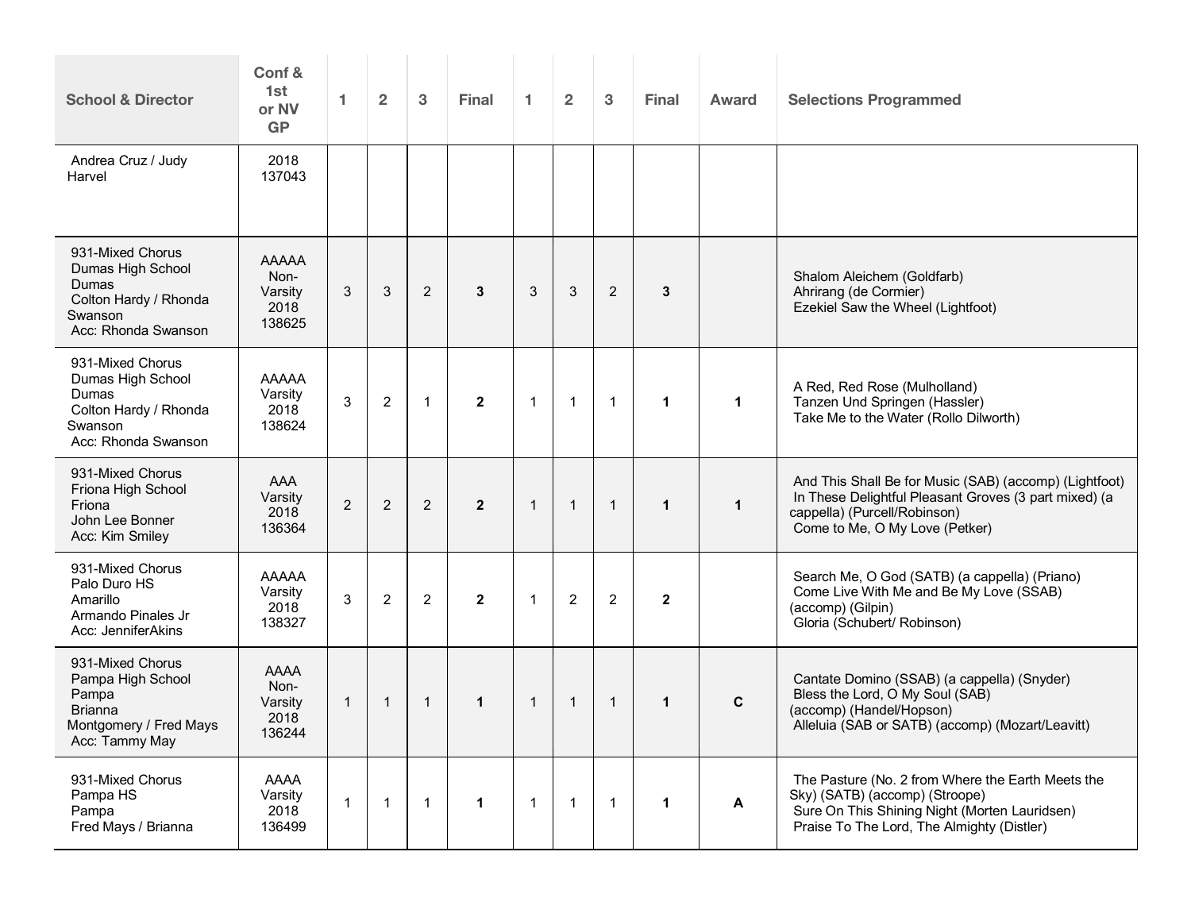| School & Director | Conf & 1st or NV GP | 1 | 2 | 3 | Final | 1 | 2 | 3 | Final | Award | Selections Programmed |
|---|---|---|---|---|---|---|---|---|---|---|---|
| Andrea Cruz / Judy Harvel | 2018 137043 | | | | | | | | | | |
| 931-Mixed Chorus Dumas High School Dumas Colton Hardy / Rhonda Swanson Acc: Rhonda Swanson | AAAAA Non-Varsity 2018 138625 | 3 | 3 | 2 | **3** | 3 | 3 | 2 | **3** | | Shalom Aleichem (Goldfarb) Ahrirang (de Cormier) Ezekiel Saw the Wheel (Lightfoot) |
| 931-Mixed Chorus Dumas High School Dumas Colton Hardy / Rhonda Swanson Acc: Rhonda Swanson | AAAAA Varsity 2018 138624 | 3 | 2 | 1 | **2** | 1 | 1 | 1 | **1** | **1** | A Red, Red Rose (Mulholland) Tanzen Und Springen (Hassler) Take Me to the Water (Rollo Dilworth) |
| 931-Mixed Chorus Friona High School Friona John Lee Bonner Acc: Kim Smiley | AAA Varsity 2018 136364 | 2 | 2 | 2 | **2** | 1 | 1 | 1 | **1** | **1** | And This Shall Be for Music (SAB) (accomp) (Lightfoot) In These Delightful Pleasant Groves (3 part mixed) (a cappella) (Purcell/Robinson) Come to Me, O My Love (Petker) |
| 931-Mixed Chorus Palo Duro HS Amarillo Armando Pinales Jr Acc: JenniferAkins | AAAAA Varsity 2018 138327 | 3 | 2 | 2 | **2** | 1 | 2 | 2 | **2** | | Search Me, O God (SATB) (a cappella) (Priano) Come Live With Me and Be My Love (SSAB) (accomp) (Gilpin) Gloria (Schubert/ Robinson) |
| 931-Mixed Chorus Pampa High School Pampa Brianna Montgomery / Fred Mays Acc: Tammy May | AAAA Non-Varsity 2018 136244 | 1 | 1 | 1 | **1** | 1 | 1 | 1 | **1** | **C** | Cantate Domino (SSAB) (a cappella) (Snyder) Bless the Lord, O My Soul (SAB) (accomp) (Handel/Hopson) Alleluia (SAB or SATB) (accomp) (Mozart/Leavitt) |
| 931-Mixed Chorus Pampa HS Pampa Fred Mays / Brianna | AAAA Varsity 2018 136499 | 1 | 1 | 1 | **1** | 1 | 1 | 1 | **1** | **A** | The Pasture (No. 2 from Where the Earth Meets the Sky) (SATB) (accomp) (Stroope) Sure On This Shining Night (Morten Lauridsen) Praise To The Lord, The Almighty (Distler) |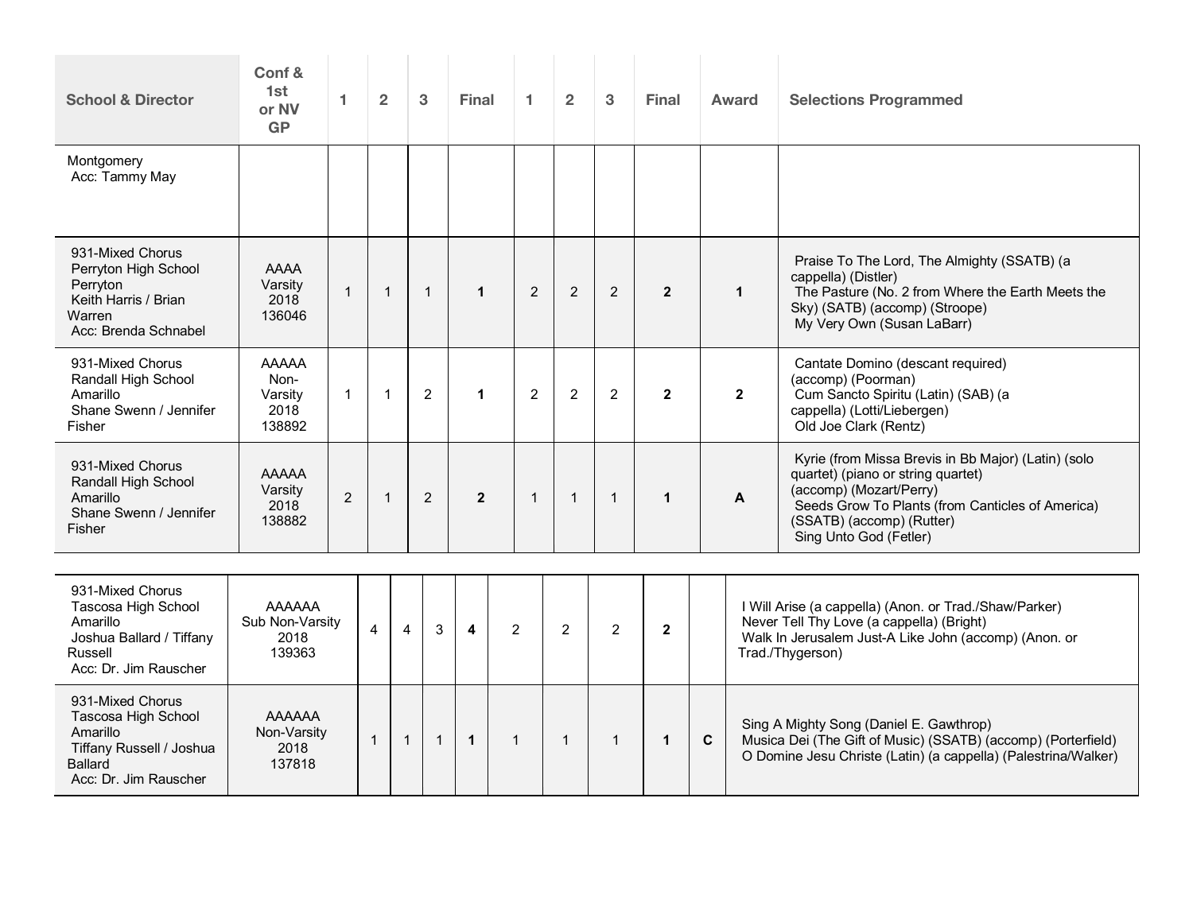| School & Director | Conf & 1st or NV GP | 1 | 2 | 3 | Final | 1 | 2 | 3 | Final | Award | Selections Programmed |
|---|---|---|---|---|---|---|---|---|---|---|---|
| Montgomery<br>Acc: Tammy May | | | | | | | | | | | |
| 931-Mixed Chorus<br>Perryton High School<br>Perryton<br>Keith Harris / Brian Warren<br>Acc: Brenda Schnabel | AAAA Varsity 2018 136046 | 1 | 1 | 1 | **1** | 2 | 2 | 2 | **2** | **1** | Praise To The Lord, The Almighty (SSATB) (a cappella) (Distler)<br>The Pasture (No. 2 from Where the Earth Meets the Sky) (SATB) (accomp) (Stroope)<br>My Very Own (Susan LaBarr) |
| 931-Mixed Chorus<br>Randall High School<br>Amarillo<br>Shane Swenn / Jennifer Fisher | AAAAA Non-Varsity 2018 138892 | 1 | 1 | 2 | **1** | 2 | 2 | 2 | **2** | **2** | Cantate Domino (descant required) (accomp) (Poorman)<br>Cum Sancto Spiritu (Latin) (SAB) (a cappella) (Lotti/Liebergen)<br>Old Joe Clark (Rentz) |
| 931-Mixed Chorus<br>Randall High School<br>Amarillo<br>Shane Swenn / Jennifer Fisher | AAAAA Varsity 2018 138882 | 2 | 1 | 2 | **2** | 1 | 1 | 1 | **1** | **A** | Kyrie (from Missa Brevis in Bb Major) (Latin) (solo quartet) (piano or string quartet) (accomp) (Mozart/Perry)<br>Seeds Grow To Plants (from Canticles of America) (SSATB) (accomp) (Rutter)<br>Sing Unto God (Fetler) |
| 931-Mixed Chorus<br>Tascosa High School<br>Amarillo<br>Joshua Ballard / Tiffany Russell<br>Acc: Dr. Jim Rauscher | AAAAAA Sub Non-Varsity 2018 139363 | 4 | 4 | 3 | **4** | 2 | 2 | 2 | **2** | | I Will Arise (a cappella) (Anon. or Trad./Shaw/Parker)<br>Never Tell Thy Love (a cappella) (Bright)<br>Walk In Jerusalem Just-A Like John (accomp) (Anon. or Trad./Thygerson) |
| 931-Mixed Chorus<br>Tascosa High School<br>Amarillo<br>Tiffany Russell / Joshua Ballard<br>Acc: Dr. Jim Rauscher | AAAAAA Non-Varsity 2018 137818 | 1 | 1 | 1 | **1** | 1 | 1 | 1 | **1** | **C** | Sing A Mighty Song (Daniel E. Gawthrop)<br>Musica Dei (The Gift of Music) (SSATB) (accomp) (Porterfield)<br>O Domine Jesu Christe (Latin) (a cappella) (Palestrina/Walker) |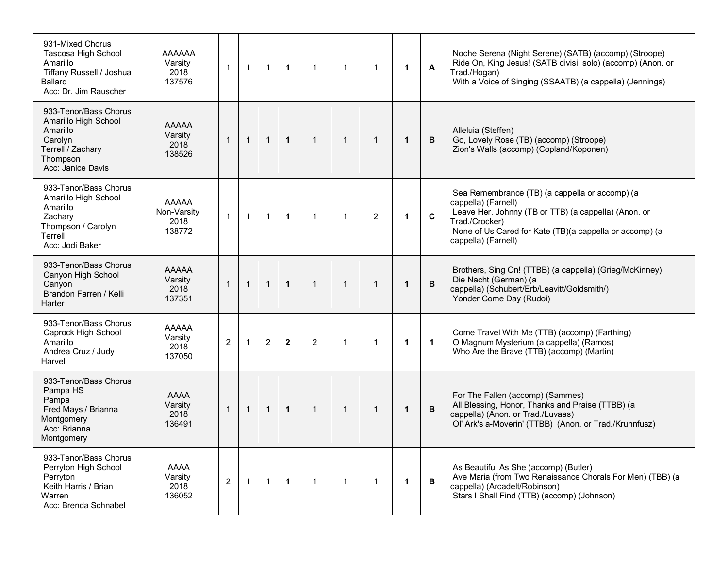| | | | | | | | | | | | |
|---|---|---|---|---|---|---|---|---|---|---|---|
| 931-Mixed Chorus<br>Tascosa High School<br>Amarillo<br>Tiffany Russell / Joshua Ballard<br>Acc: Dr. Jim Rauscher | AAAAAA<br>Varsity<br>2018<br>137576 | 1 | 1 | 1 | **1** | 1 | 1 | 1 | **1** | **A** | Noche Serena (Night Serene) (SATB) (accomp) (Stroope)<br>Ride On, King Jesus! (SATB divisi, solo) (accomp) (Anon. or Trad./Hogan)<br>With a Voice of Singing (SSAATB) (a cappella) (Jennings) |
| 933-Tenor/Bass Chorus<br>Amarillo High School<br>Amarillo<br>Carolyn Terrell / Zachary Thompson<br>Acc: Janice Davis | AAAAA<br>Varsity<br>2018<br>138526 | 1 | 1 | 1 | **1** | 1 | 1 | 1 | **1** | **B** | Alleluia (Steffen)<br>Go, Lovely Rose (TB) (accomp) (Stroope)<br>Zion's Walls (accomp) (Copland/Koponen) |
| 933-Tenor/Bass Chorus<br>Amarillo High School<br>Amarillo<br>Zachary Thompson / Carolyn Terrell<br>Acc: Jodi Baker | AAAAA<br>Non-Varsity<br>2018<br>138772 | 1 | 1 | 1 | **1** | 1 | 1 | 2 | **1** | **C** | Sea Remembrance (TB) (a cappella or accomp) (a cappella) (Farnell)<br>Leave Her, Johnny (TB or TTB) (a cappella) (Anon. or Trad./Crocker)<br>None of Us Cared for Kate (TB)(a cappella or accomp) (a cappella) (Farnell) |
| 933-Tenor/Bass Chorus<br>Canyon High School<br>Canyon<br>Brandon Farren / Kelli Harter | AAAAA<br>Varsity<br>2018<br>137351 | 1 | 1 | 1 | **1** | 1 | 1 | 1 | **1** | **B** | Brothers, Sing On! (TTBB) (a cappella) (Grieg/McKinney)<br>Die Nacht (German) (a cappella) (Schubert/Erb/Leavitt/Goldsmith/)<br>Yonder Come Day (Rudoi) |
| 933-Tenor/Bass Chorus<br>Caprock High School<br>Amarillo<br>Andrea Cruz / Judy Harvel | AAAAA<br>Varsity<br>2018<br>137050 | 2 | 1 | 2 | **2** | 2 | 1 | 1 | **1** | **1** | Come Travel With Me (TTB) (accomp) (Farthing)<br>O Magnum Mysterium (a cappella) (Ramos)<br>Who Are the Brave (TTB) (accomp) (Martin) |
| 933-Tenor/Bass Chorus<br>Pampa HS<br>Pampa<br>Fred Mays / Brianna Montgomery<br>Acc: Brianna Montgomery | AAAA<br>Varsity<br>2018<br>136491 | 1 | 1 | 1 | **1** | 1 | 1 | 1 | **1** | **B** | For The Fallen (accomp) (Sammes)<br>All Blessing, Honor, Thanks and Praise (TTBB) (a cappella) (Anon. or Trad./Luvaas)<br>Ol' Ark's a-Moverin' (TTBB) (Anon. or Trad./Krunnfusz) |
| 933-Tenor/Bass Chorus<br>Perryton High School<br>Perryton<br>Keith Harris / Brian Warren<br>Acc: Brenda Schnabel | AAAA<br>Varsity<br>2018<br>136052 | 2 | 1 | 1 | **1** | 1 | 1 | 1 | **1** | **B** | As Beautiful As She (accomp) (Butler)<br>Ave Maria (from Two Renaissance Chorals For Men) (TBB) (a cappella) (Arcadelt/Robinson)<br>Stars I Shall Find (TTB) (accomp) (Johnson) |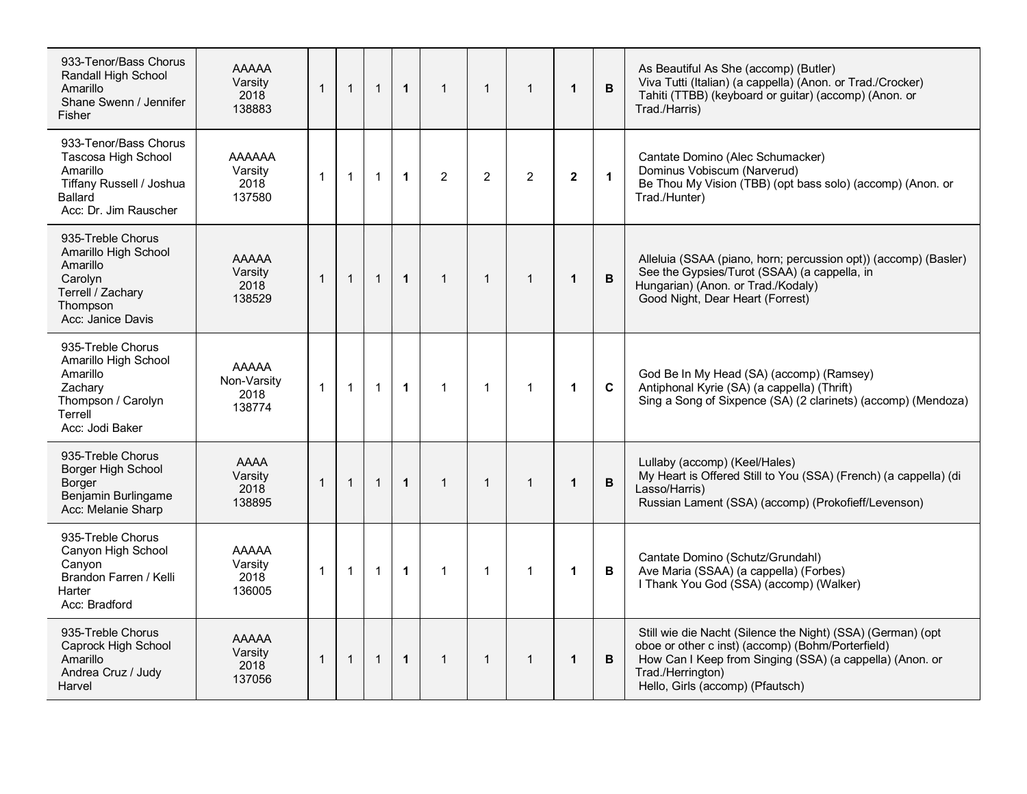| | | | | | | | | | | | |
|---|---|---|---|---|---|---|---|---|---|---|---|
| 933-Tenor/Bass Chorus Randall High School Amarillo Shane Swenn / Jennifer Fisher | AAAAA Varsity 2018 138883 | 1 | 1 | 1 | **1** | 1 | 1 | 1 | **1** | **B** | As Beautiful As She (accomp) (Butler) Viva Tutti (Italian) (a cappella) (Anon. or Trad./Crocker) Tahiti (TTBB) (keyboard or guitar) (accomp) (Anon. or Trad./Harris) |
| 933-Tenor/Bass Chorus Tascosa High School Amarillo Tiffany Russell / Joshua Ballard Acc: Dr. Jim Rauscher | AAAAAA Varsity 2018 137580 | 1 | 1 | 1 | **1** | 2 | 2 | 2 | **2** | **1** | Cantate Domino (Alec Schumacker) Dominus Vobiscum (Narverud) Be Thou My Vision (TBB) (opt bass solo) (accomp) (Anon. or Trad./Hunter) |
| 935-Treble Chorus Amarillo High School Amarillo Carolyn Terrell / Zachary Thompson Acc: Janice Davis | AAAAA Varsity 2018 138529 | 1 | 1 | 1 | **1** | 1 | 1 | 1 | **1** | **B** | Alleluia (SSAA (piano, horn; percussion opt)) (accomp) (Basler) See the Gypsies/Turot (SSAA) (a cappella, in Hungarian) (Anon. or Trad./Kodaly) Good Night, Dear Heart (Forrest) |
| 935-Treble Chorus Amarillo High School Amarillo Zachary Thompson / Carolyn Terrell Acc: Jodi Baker | AAAAA Non-Varsity 2018 138774 | 1 | 1 | 1 | **1** | 1 | 1 | 1 | **1** | **C** | God Be In My Head (SA) (accomp) (Ramsey) Antiphonal Kyrie (SA) (a cappella) (Thrift) Sing a Song of Sixpence (SA) (2 clarinets) (accomp) (Mendoza) |
| 935-Treble Chorus Borger High School Borger Benjamin Burlingame Acc: Melanie Sharp | AAAA Varsity 2018 138895 | 1 | 1 | 1 | **1** | 1 | 1 | 1 | **1** | **B** | Lullaby (accomp) (Keel/Hales) My Heart is Offered Still to You (SSA) (French) (a cappella) (di Lasso/Harris) Russian Lament (SSA) (accomp) (Prokofieff/Levenson) |
| 935-Treble Chorus Canyon High School Canyon Brandon Farren / Kelli Harter Acc: Bradford | AAAAA Varsity 2018 136005 | 1 | 1 | 1 | **1** | 1 | 1 | 1 | **1** | **B** | Cantate Domino (Schutz/Grundahl) Ave Maria (SSAA) (a cappella) (Forbes) I Thank You God (SSA) (accomp) (Walker) |
| 935-Treble Chorus Caprock High School Amarillo Andrea Cruz / Judy Harvel | AAAAA Varsity 2018 137056 | 1 | 1 | 1 | **1** | 1 | 1 | 1 | **1** | **B** | Still wie die Nacht (Silence the Night) (SSA) (German) (opt oboe or other c inst) (accomp) (Bohm/Porterfield) How Can I Keep from Singing (SSA) (a cappella) (Anon. or Trad./Herrington) Hello, Girls (accomp) (Pfautsch) |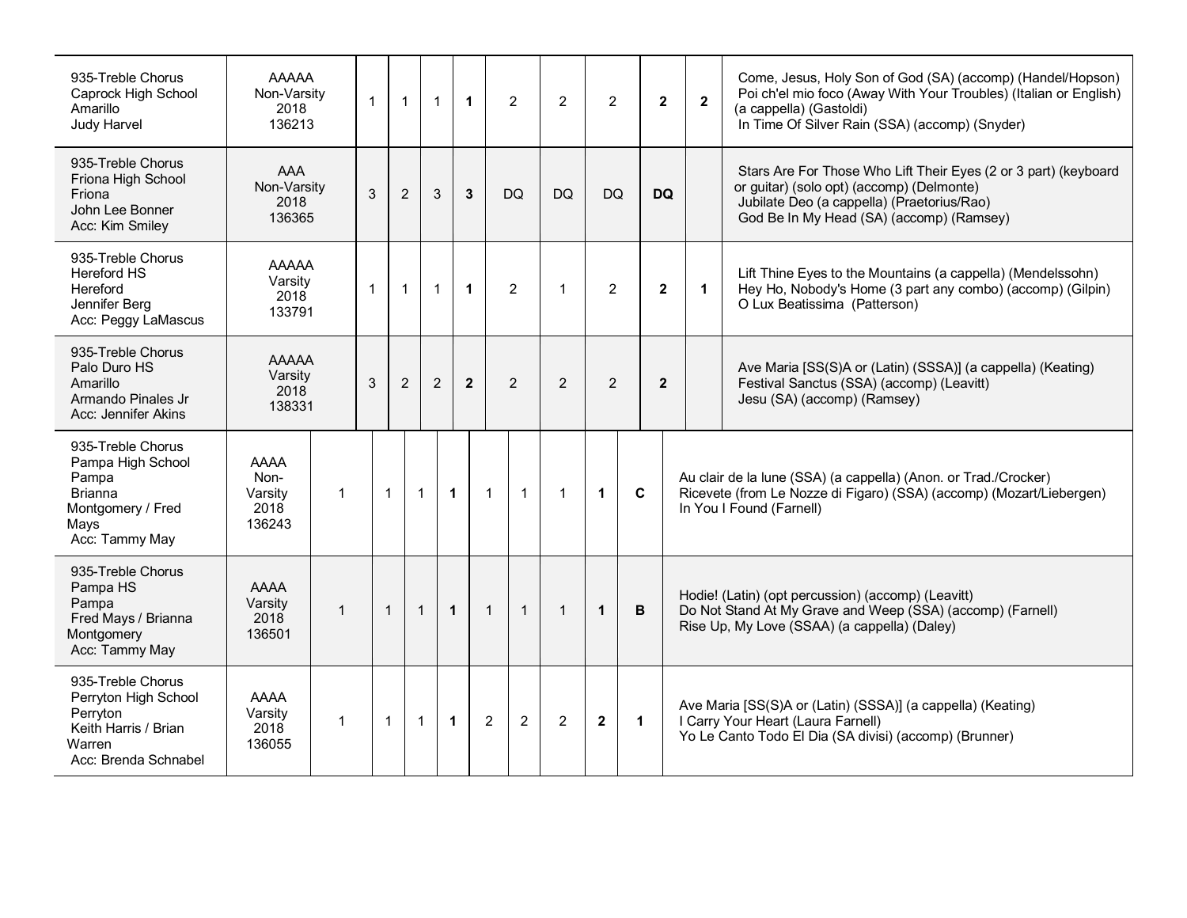| | | | | | | | | | | | |
|---|---|---|---|---|---|---|---|---|---|---|---|
| 935-Treble Chorus<br>Caprock High School<br>Amarillo<br>Judy Harvel | AAAAA<br>Non-Varsity<br>2018<br>136213 | 1 | 1 | 1 | **1** | 2 | 2 | 2 | **2** | **2** | Come, Jesus, Holy Son of God (SA) (accomp) (Handel/Hopson)<br>Poi ch'el mio foco (Away With Your Troubles) (Italian or English) (a cappella) (Gastoldi)<br>In Time Of Silver Rain (SSA) (accomp) (Snyder) |
| 935-Treble Chorus<br>Friona High School<br>Friona<br>John Lee Bonner<br>Acc: Kim Smiley | AAA<br>Non-Varsity<br>2018<br>136365 | 3 | 2 | 3 | **3** | DQ | DQ | DQ | **DQ** | | Stars Are For Those Who Lift Their Eyes (2 or 3 part) (keyboard or guitar) (solo opt) (accomp) (Delmonte)<br>Jubilate Deo (a cappella) (Praetorius/Rao)<br>God Be In My Head (SA) (accomp) (Ramsey) |
| 935-Treble Chorus<br>Hereford HS<br>Hereford<br>Jennifer Berg<br>Acc: Peggy LaMascus | AAAAA<br>Varsity<br>2018<br>133791 | 1 | 1 | 1 | **1** | 2 | 1 | 2 | **2** | **1** | Lift Thine Eyes to the Mountains (a cappella) (Mendelssohn)<br>Hey Ho, Nobody's Home (3 part any combo) (accomp) (Gilpin)<br>O Lux Beatissima (Patterson) |
| 935-Treble Chorus<br>Palo Duro HS<br>Amarillo<br>Armando Pinales Jr<br>Acc: Jennifer Akins | AAAAA<br>Varsity<br>2018<br>138331 | 3 | 2 | 2 | **2** | 2 | 2 | 2 | **2** | | Ave Maria [SS(S)A or (Latin) (SSSA)] (a cappella) (Keating)<br>Festival Sanctus (SSA) (accomp) (Leavitt)<br>Jesu (SA) (accomp) (Ramsey) |
| 935-Treble Chorus<br>Pampa High School<br>Pampa<br>Brianna Montgomery / Fred Mays<br>Acc: Tammy May | AAAA<br>Non-Varsity<br>2018<br>136243 | 1 | 1 | 1 | **1** | 1 | 1 | 1 | **1** | **C** | Au clair de la lune (SSA) (a cappella) (Anon. or Trad./Crocker)<br>Ricevete (from Le Nozze di Figaro) (SSA) (accomp) (Mozart/Liebergen)<br>In You I Found (Farnell) |
| 935-Treble Chorus<br>Pampa HS<br>Pampa<br>Fred Mays / Brianna Montgomery<br>Acc: Tammy May | AAAA<br>Varsity<br>2018<br>136501 | 1 | 1 | 1 | **1** | 1 | 1 | 1 | **1** | **B** | Hodie! (Latin) (opt percussion) (accomp) (Leavitt)<br>Do Not Stand At My Grave and Weep (SSA) (accomp) (Farnell)<br>Rise Up, My Love (SSAA) (a cappella) (Daley) |
| 935-Treble Chorus<br>Perryton High School<br>Perryton<br>Keith Harris / Brian Warren<br>Acc: Brenda Schnabel | AAAA<br>Varsity<br>2018<br>136055 | 1 | 1 | 1 | **1** | 2 | 2 | 2 | **2** | **1** | Ave Maria [SS(S)A or (Latin) (SSSA)] (a cappella) (Keating)<br>I Carry Your Heart (Laura Farnell)<br>Yo Le Canto Todo El Dia (SA divisi) (accomp) (Brunner) |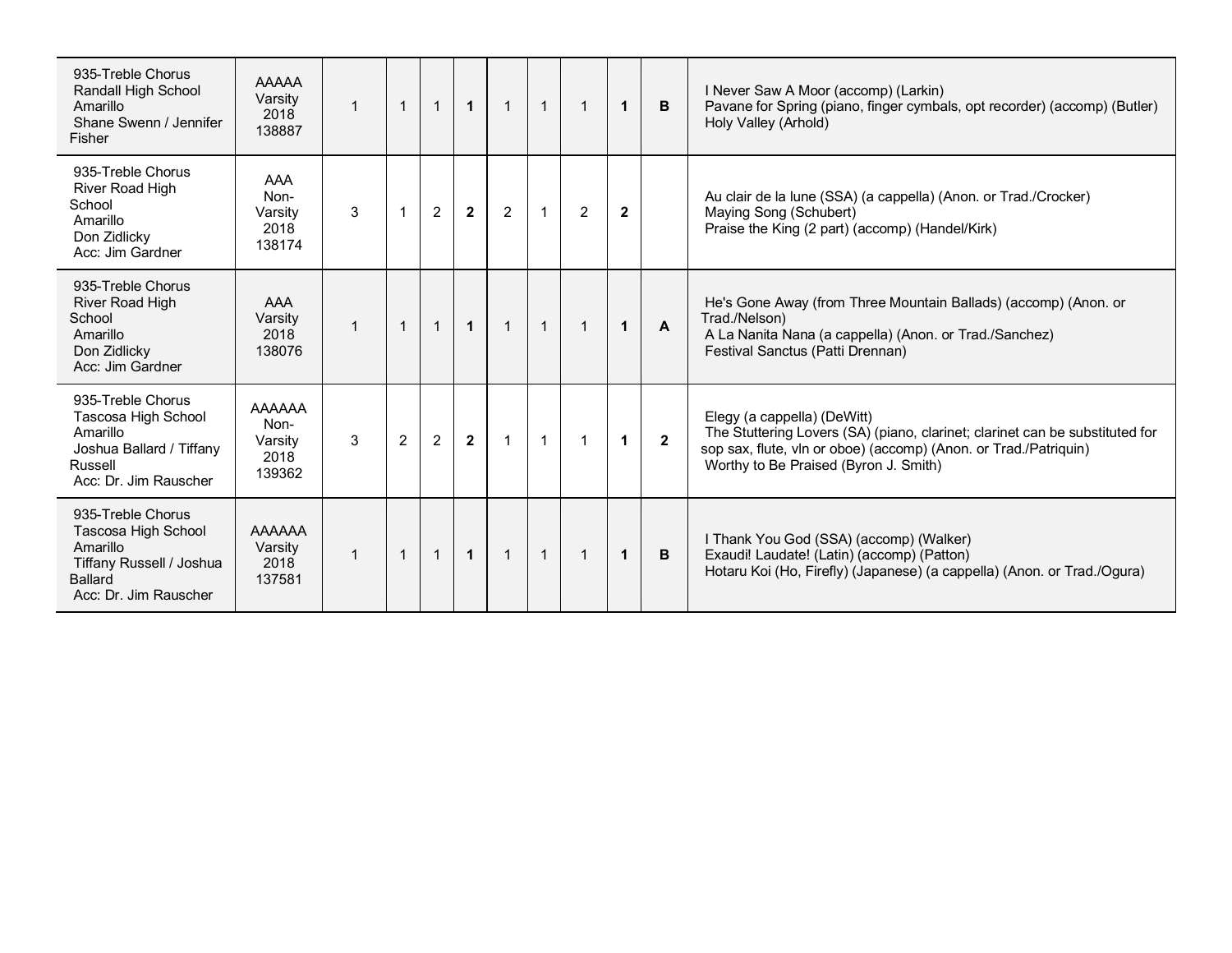| | | | | | | | | | | | |
|---|---|---|---|---|---|---|---|---|---|---|---|
| 935-Treble Chorus<br>Randall High School<br>Amarillo<br>Shane Swenn / Jennifer Fisher | AAAAA<br>Varsity<br>2018<br>138887 | 1 | 1 | 1 | **1** | 1 | 1 | 1 | **1** | **B** | I Never Saw A Moor (accomp) (Larkin)<br>Pavane for Spring (piano, finger cymbals, opt recorder) (accomp) (Butler)<br>Holy Valley (Arhold) |
| 935-Treble Chorus<br>River Road High School<br>Amarillo<br>Don Zidlicky<br>Acc: Jim Gardner | AAA<br>Non-Varsity<br>2018<br>138174 | 3 | 1 | 2 | **2** | 2 | 1 | 2 | **2** | | Au clair de la lune (SSA) (a cappella) (Anon. or Trad./Crocker)<br>Maying Song (Schubert)<br>Praise the King (2 part) (accomp) (Handel/Kirk) |
| 935-Treble Chorus<br>River Road High School<br>Amarillo<br>Don Zidlicky<br>Acc: Jim Gardner | AAA<br>Varsity<br>2018<br>138076 | 1 | 1 | 1 | **1** | 1 | 1 | 1 | **1** | **A** | He's Gone Away (from Three Mountain Ballads) (accomp) (Anon. or Trad./Nelson)<br>A La Nanita Nana (a cappella) (Anon. or Trad./Sanchez)<br>Festival Sanctus (Patti Drennan) |
| 935-Treble Chorus<br>Tascosa High School<br>Amarillo<br>Joshua Ballard / Tiffany Russell<br>Acc: Dr. Jim Rauscher | AAAAAA<br>Non-Varsity<br>2018<br>139362 | 3 | 2 | 2 | **2** | 1 | 1 | 1 | **1** | **2** | Elegy (a cappella) (DeWitt)<br>The Stuttering Lovers (SA) (piano, clarinet; clarinet can be substituted for sop sax, flute, vln or oboe) (accomp) (Anon. or Trad./Patriquin)<br>Worthy to Be Praised (Byron J. Smith) |
| 935-Treble Chorus<br>Tascosa High School<br>Amarillo<br>Tiffany Russell / Joshua Ballard<br>Acc: Dr. Jim Rauscher | AAAAAA<br>Varsity<br>2018<br>137581 | 1 | 1 | 1 | **1** | 1 | 1 | 1 | **1** | **B** | I Thank You God (SSA) (accomp) (Walker)<br>Exaudi! Laudate! (Latin) (accomp) (Patton)<br>Hotaru Koi (Ho, Firefly) (Japanese) (a cappella) (Anon. or Trad./Ogura) |